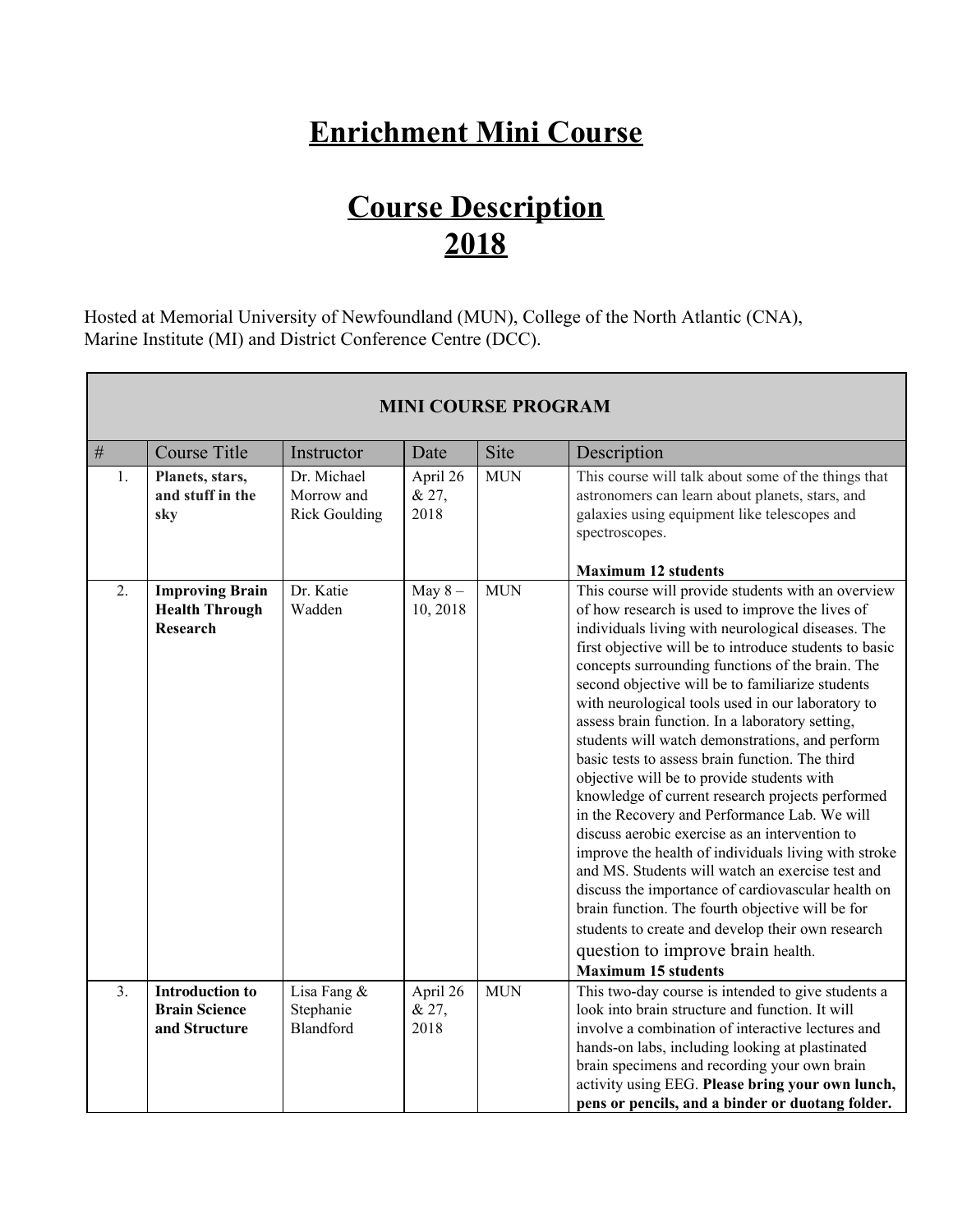# Enrichment Mini Course

# Course Description 2018

Hosted at Memorial University of Newfoundland (MUN), College of the North Atlantic (CNA), Marine Institute (MI) and District Conference Centre (DCC).

| MINI COURSE PROGRAM | | | | | |
|---|---|---|---|---|---|
| # | Course Title | Instructor | Date | Site | Description |
| 1. | **Planets, stars, and stuff in the sky** | Dr. Michael Morrow and Rick Goulding | April 26 & 27, 2018 | MUN | This course will talk about some of the things that astronomers can learn about planets, stars, and galaxies using equipment like telescopes and spectroscopes.<br><br>**Maximum 12 students** |
| 2. | **Improving Brain Health Through Research** | Dr. Katie Wadden | May 8 – 10, 2018 | MUN | This course will provide students with an overview of how research is used to improve the lives of individuals living with neurological diseases. The first objective will be to introduce students to basic concepts surrounding functions of the brain. The second objective will be to familiarize students with neurological tools used in our laboratory to assess brain function. In a laboratory setting, students will watch demonstrations, and perform basic tests to assess brain function. The third objective will be to provide students with knowledge of current research projects performed in the Recovery and Performance Lab. We will discuss aerobic exercise as an intervention to improve the health of individuals living with stroke and MS. Students will watch an exercise test and discuss the importance of cardiovascular health on brain function. The fourth objective will be for students to create and develop their own research question to improve brain health.<br>**Maximum 15 students** |
| 3. | **Introduction to Brain Science and Structure** | Lisa Fang & Stephanie Blandford | April 26 & 27, 2018 | MUN | This two-day course is intended to give students a look into brain structure and function. It will involve a combination of interactive lectures and hands-on labs, including looking at plastinated brain specimens and recording your own brain activity using EEG. **Please bring your own lunch, pens or pencils, and a binder or duotang folder.** |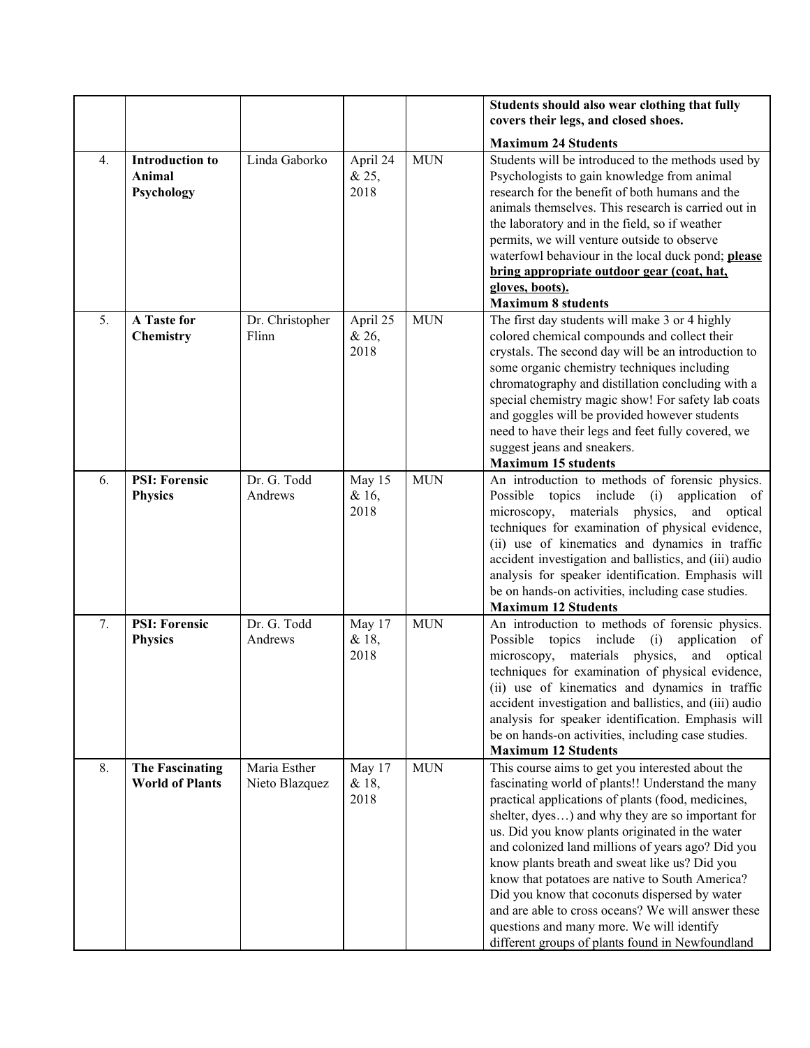| | | | | | |
|---|---|---|---|---|---|
| | | | | | **Students should also wear clothing that fully covers their legs, and closed shoes.** **Maximum 24 Students** |
| 4. | **Introduction to Animal Psychology** | Linda Gaborko | April 24 & 25, 2018 | MUN | Students will be introduced to the methods used by Psychologists to gain knowledge from animal research for the benefit of both humans and the animals themselves. This research is carried out in the laboratory and in the field, so if weather permits, we will venture outside to observe waterfowl behaviour in the local duck pond; **please bring appropriate outdoor gear (coat, hat, gloves, boots).** **Maximum 8 students** |
| 5. | **A Taste for Chemistry** | Dr. Christopher Flinn | April 25 & 26, 2018 | MUN | The first day students will make 3 or 4 highly colored chemical compounds and collect their crystals. The second day will be an introduction to some organic chemistry techniques including chromatography and distillation concluding with a special chemistry magic show! For safety lab coats and goggles will be provided however students need to have their legs and feet fully covered, we suggest jeans and sneakers. **Maximum 15 students** |
| 6. | **PSI: Forensic Physics** | Dr. G. Todd Andrews | May 15 & 16, 2018 | MUN | An introduction to methods of forensic physics. Possible topics include (i) application of microscopy, materials physics, and optical techniques for examination of physical evidence, (ii) use of kinematics and dynamics in traffic accident investigation and ballistics, and (iii) audio analysis for speaker identification. Emphasis will be on hands-on activities, including case studies. **Maximum 12 Students** |
| 7. | **PSI: Forensic Physics** | Dr. G. Todd Andrews | May 17 & 18, 2018 | MUN | An introduction to methods of forensic physics. Possible topics include (i) application of microscopy, materials physics, and optical techniques for examination of physical evidence, (ii) use of kinematics and dynamics in traffic accident investigation and ballistics, and (iii) audio analysis for speaker identification. Emphasis will be on hands-on activities, including case studies. **Maximum 12 Students** |
| 8. | **The Fascinating World of Plants** | Maria Esther Nieto Blazquez | May 17 & 18, 2018 | MUN | This course aims to get you interested about the fascinating world of plants!! Understand the many practical applications of plants (food, medicines, shelter, dyes…) and why they are so important for us. Did you know plants originated in the water and colonized land millions of years ago? Did you know plants breath and sweat like us? Did you know that potatoes are native to South America? Did you know that coconuts dispersed by water and are able to cross oceans? We will answer these questions and many more. We will identify different groups of plants found in Newfoundland |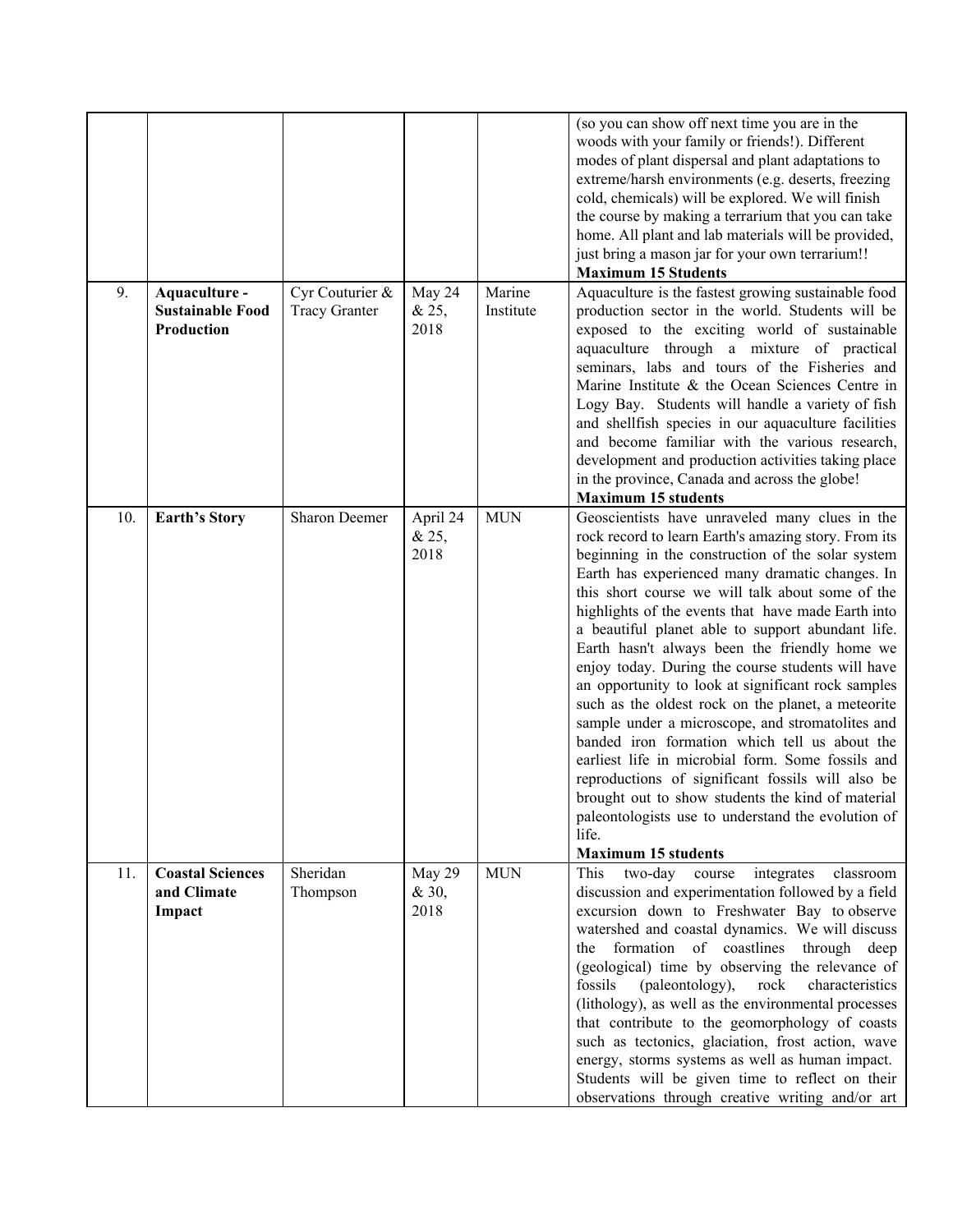|  |  |  |  |  |  |
|---|---|---|---|---|---|
|  |  |  |  |  | (so you can show off next time you are in the woods with your family or friends!). Different modes of plant dispersal and plant adaptations to extreme/harsh environments (e.g. deserts, freezing cold, chemicals) will be explored. We will finish the course by making a terrarium that you can take home. All plant and lab materials will be provided, just bring a mason jar for your own terrarium!! **Maximum 15 Students** |
| 9. | **Aquaculture - Sustainable Food Production** | Cyr Couturier & Tracy Granter | May 24 & 25, 2018 | Marine Institute | Aquaculture is the fastest growing sustainable food production sector in the world. Students will be exposed to the exciting world of sustainable aquaculture through a mixture of practical seminars, labs and tours of the Fisheries and Marine Institute & the Ocean Sciences Centre in Logy Bay. Students will handle a variety of fish and shellfish species in our aquaculture facilities and become familiar with the various research, development and production activities taking place in the province, Canada and across the globe! **Maximum 15 students** |
| 10. | **Earth's Story** | Sharon Deemer | April 24 & 25, 2018 | MUN | Geoscientists have unraveled many clues in the rock record to learn Earth's amazing story. From its beginning in the construction of the solar system Earth has experienced many dramatic changes. In this short course we will talk about some of the highlights of the events that have made Earth into a beautiful planet able to support abundant life. Earth hasn't always been the friendly home we enjoy today. During the course students will have an opportunity to look at significant rock samples such as the oldest rock on the planet, a meteorite sample under a microscope, and stromatolites and banded iron formation which tell us about the earliest life in microbial form. Some fossils and reproductions of significant fossils will also be brought out to show students the kind of material paleontologists use to understand the evolution of life. **Maximum 15 students** |
| 11. | **Coastal Sciences and Climate Impact** | Sheridan Thompson | May 29 & 30, 2018 | MUN | This two-day course integrates classroom discussion and experimentation followed by a field excursion down to Freshwater Bay to observe watershed and coastal dynamics. We will discuss the formation of coastlines through deep (geological) time by observing the relevance of fossils (paleontology), rock characteristics (lithology), as well as the environmental processes that contribute to the geomorphology of coasts such as tectonics, glaciation, frost action, wave energy, storms systems as well as human impact. Students will be given time to reflect on their observations through creative writing and/or art |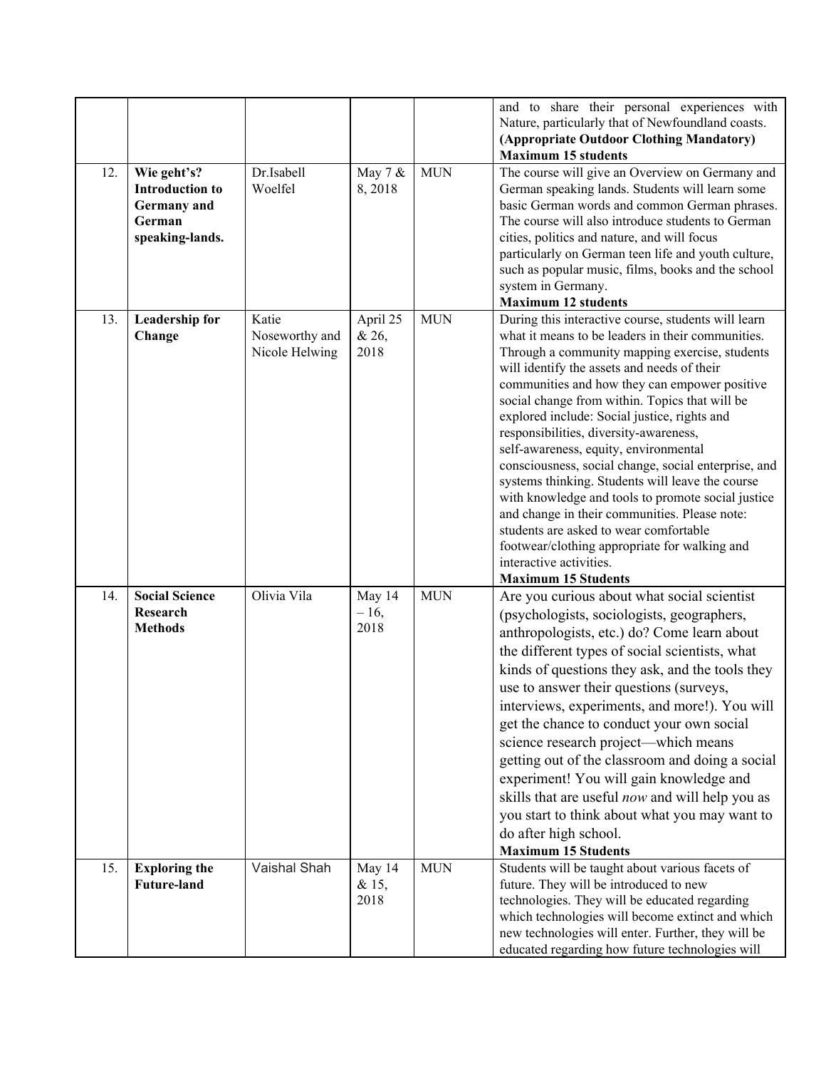|  |  |  |  |  | and to share their personal experiences with Nature, particularly that of Newfoundland coasts. **(Appropriate Outdoor Clothing Mandatory)** **Maximum 15 students** |
|---|---|---|---|---|---|
| 12. | **Wie geht's? Introduction to Germany and German speaking-lands.** | Dr.Isabell Woelfel | May 7 & 8, 2018 | MUN | The course will give an Overview on Germany and German speaking lands. Students will learn some basic German words and common German phrases. The course will also introduce students to German cities, politics and nature, and will focus particularly on German teen life and youth culture, such as popular music, films, books and the school system in Germany. **Maximum 12 students** |
| 13. | **Leadership for Change** | Katie Noseworthy and Nicole Helwing | April 25 & 26, 2018 | MUN | During this interactive course, students will learn what it means to be leaders in their communities. Through a community mapping exercise, students will identify the assets and needs of their communities and how they can empower positive social change from within. Topics that will be explored include: Social justice, rights and responsibilities, diversity-awareness, self-awareness, equity, environmental consciousness, social change, social enterprise, and systems thinking. Students will leave the course with knowledge and tools to promote social justice and change in their communities. Please note: students are asked to wear comfortable footwear/clothing appropriate for walking and interactive activities. **Maximum 15 Students** |
| 14. | **Social Science Research Methods** | Olivia Vila | May 14 – 16, 2018 | MUN | Are you curious about what social scientist (psychologists, sociologists, geographers, anthropologists, etc.) do? Come learn about the different types of social scientists, what kinds of questions they ask, and the tools they use to answer their questions (surveys, interviews, experiments, and more!). You will get the chance to conduct your own social science research project—which means getting out of the classroom and doing a social experiment! You will gain knowledge and skills that are useful *now* and will help you as you start to think about what you may want to do after high school. **Maximum 15 Students** |
| 15. | **Exploring the Future-land** | Vaishal Shah | May 14 & 15, 2018 | MUN | Students will be taught about various facets of future. They will be introduced to new technologies. They will be educated regarding which technologies will become extinct and which new technologies will enter. Further, they will be educated regarding how future technologies will |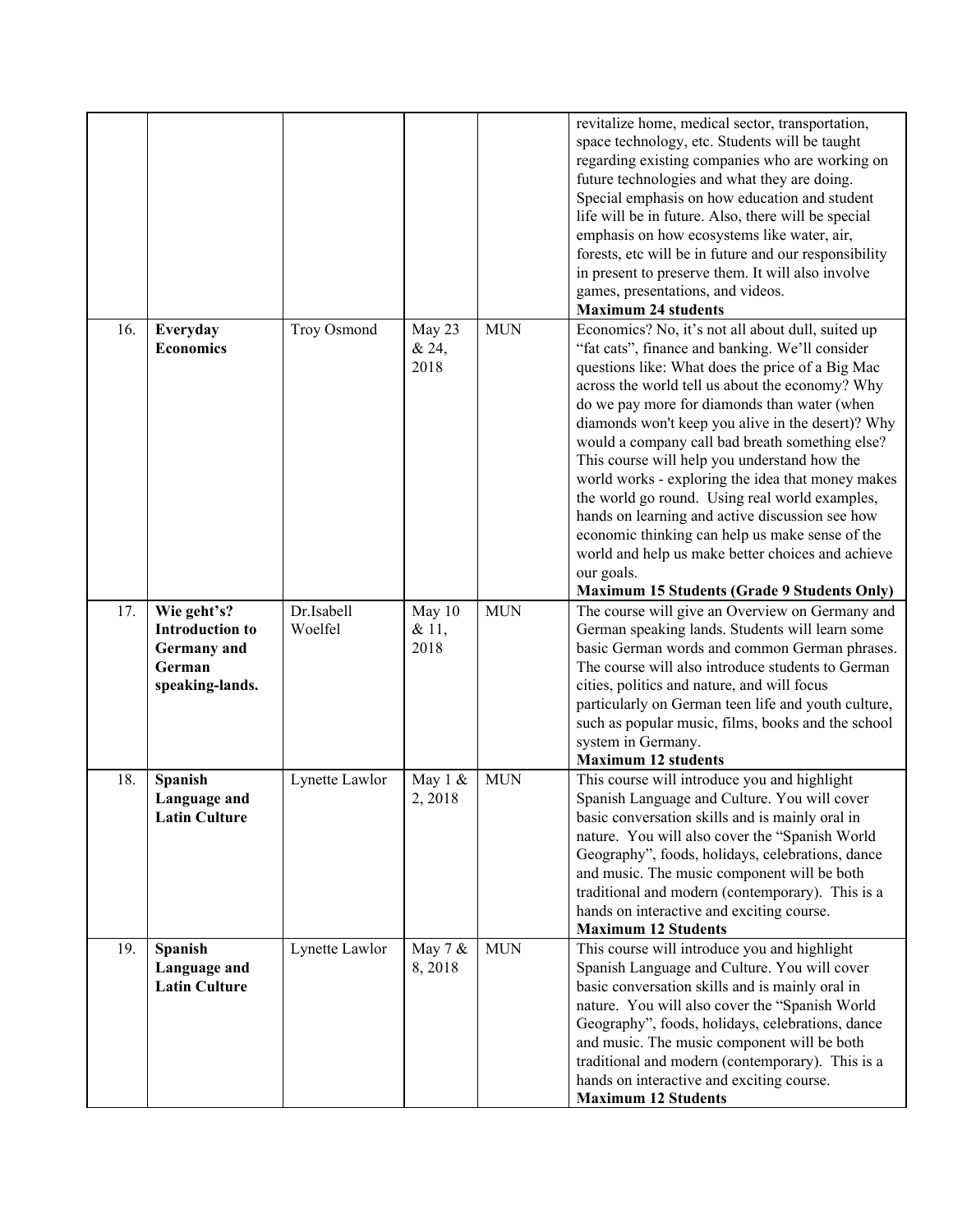| | | | | | |
|---|---|---|---|---|---|
| | | | | | revitalize home, medical sector, transportation, space technology, etc. Students will be taught regarding existing companies who are working on future technologies and what they are doing. Special emphasis on how education and student life will be in future. Also, there will be special emphasis on how ecosystems like water, air, forests, etc will be in future and our responsibility in present to preserve them. It will also involve games, presentations, and videos. **Maximum 24 students** |
| 16. | **Everyday Economics** | Troy Osmond | May 23 & 24, 2018 | MUN | Economics? No, it's not all about dull, suited up "fat cats", finance and banking. We'll consider questions like: What does the price of a Big Mac across the world tell us about the economy? Why do we pay more for diamonds than water (when diamonds won't keep you alive in the desert)? Why would a company call bad breath something else? This course will help you understand how the world works - exploring the idea that money makes the world go round. Using real world examples, hands on learning and active discussion see how economic thinking can help us make sense of the world and help us make better choices and achieve our goals. **Maximum 15 Students (Grade 9 Students Only)** |
| 17. | **Wie geht's? Introduction to Germany and German speaking-lands.** | Dr.Isabell Woelfel | May 10 & 11, 2018 | MUN | The course will give an Overview on Germany and German speaking lands. Students will learn some basic German words and common German phrases. The course will also introduce students to German cities, politics and nature, and will focus particularly on German teen life and youth culture, such as popular music, films, books and the school system in Germany. **Maximum 12 students** |
| 18. | **Spanish Language and Latin Culture** | Lynette Lawlor | May 1 & 2, 2018 | MUN | This course will introduce you and highlight Spanish Language and Culture. You will cover basic conversation skills and is mainly oral in nature. You will also cover the "Spanish World Geography", foods, holidays, celebrations, dance and music. The music component will be both traditional and modern (contemporary). This is a hands on interactive and exciting course. **Maximum 12 Students** |
| 19. | **Spanish Language and Latin Culture** | Lynette Lawlor | May 7 & 8, 2018 | MUN | This course will introduce you and highlight Spanish Language and Culture. You will cover basic conversation skills and is mainly oral in nature. You will also cover the "Spanish World Geography", foods, holidays, celebrations, dance and music. The music component will be both traditional and modern (contemporary). This is a hands on interactive and exciting course. **Maximum 12 Students** |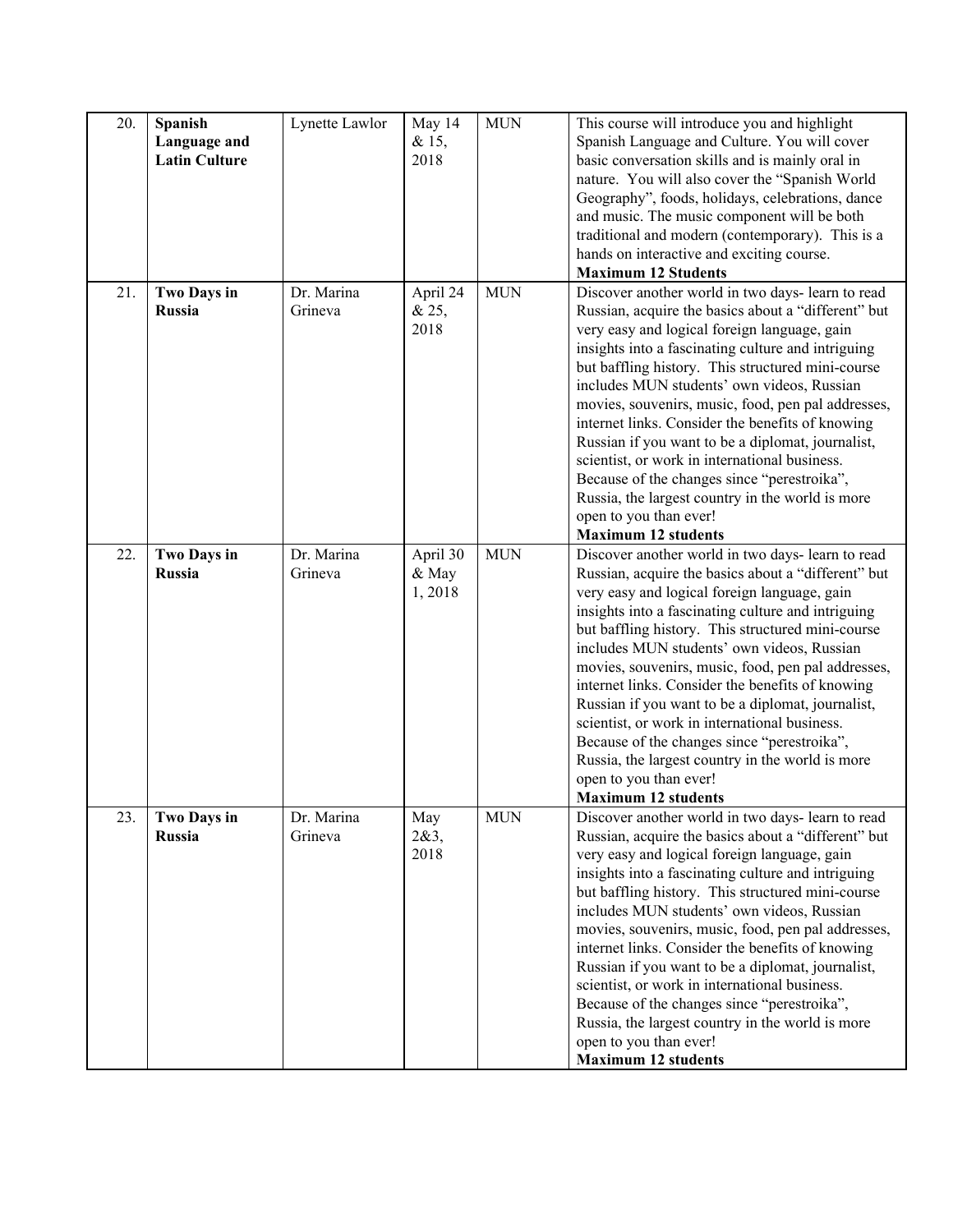| 20. | **Spanish Language and Latin Culture** | Lynette Lawlor | May 14 & 15, 2018 | MUN | This course will introduce you and highlight Spanish Language and Culture. You will cover basic conversation skills and is mainly oral in nature. You will also cover the "Spanish World Geography", foods, holidays, celebrations, dance and music. The music component will be both traditional and modern (contemporary). This is a hands on interactive and exciting course. **Maximum 12 Students** |
|---|---|---|---|---|---|
| 21. | **Two Days in Russia** | Dr. Marina Grineva | April 24 & 25, 2018 | MUN | Discover another world in two days- learn to read Russian, acquire the basics about a "different" but very easy and logical foreign language, gain insights into a fascinating culture and intriguing but baffling history. This structured mini-course includes MUN students' own videos, Russian movies, souvenirs, music, food, pen pal addresses, internet links. Consider the benefits of knowing Russian if you want to be a diplomat, journalist, scientist, or work in international business. Because of the changes since "perestroika", Russia, the largest country in the world is more open to you than ever! **Maximum 12 students** |
| 22. | **Two Days in Russia** | Dr. Marina Grineva | April 30 & May 1, 2018 | MUN | Discover another world in two days- learn to read Russian, acquire the basics about a "different" but very easy and logical foreign language, gain insights into a fascinating culture and intriguing but baffling history. This structured mini-course includes MUN students' own videos, Russian movies, souvenirs, music, food, pen pal addresses, internet links. Consider the benefits of knowing Russian if you want to be a diplomat, journalist, scientist, or work in international business. Because of the changes since "perestroika", Russia, the largest country in the world is more open to you than ever! **Maximum 12 students** |
| 23. | **Two Days in Russia** | Dr. Marina Grineva | May 2&3, 2018 | MUN | Discover another world in two days- learn to read Russian, acquire the basics about a "different" but very easy and logical foreign language, gain insights into a fascinating culture and intriguing but baffling history. This structured mini-course includes MUN students' own videos, Russian movies, souvenirs, music, food, pen pal addresses, internet links. Consider the benefits of knowing Russian if you want to be a diplomat, journalist, scientist, or work in international business. Because of the changes since "perestroika", Russia, the largest country in the world is more open to you than ever! **Maximum 12 students** |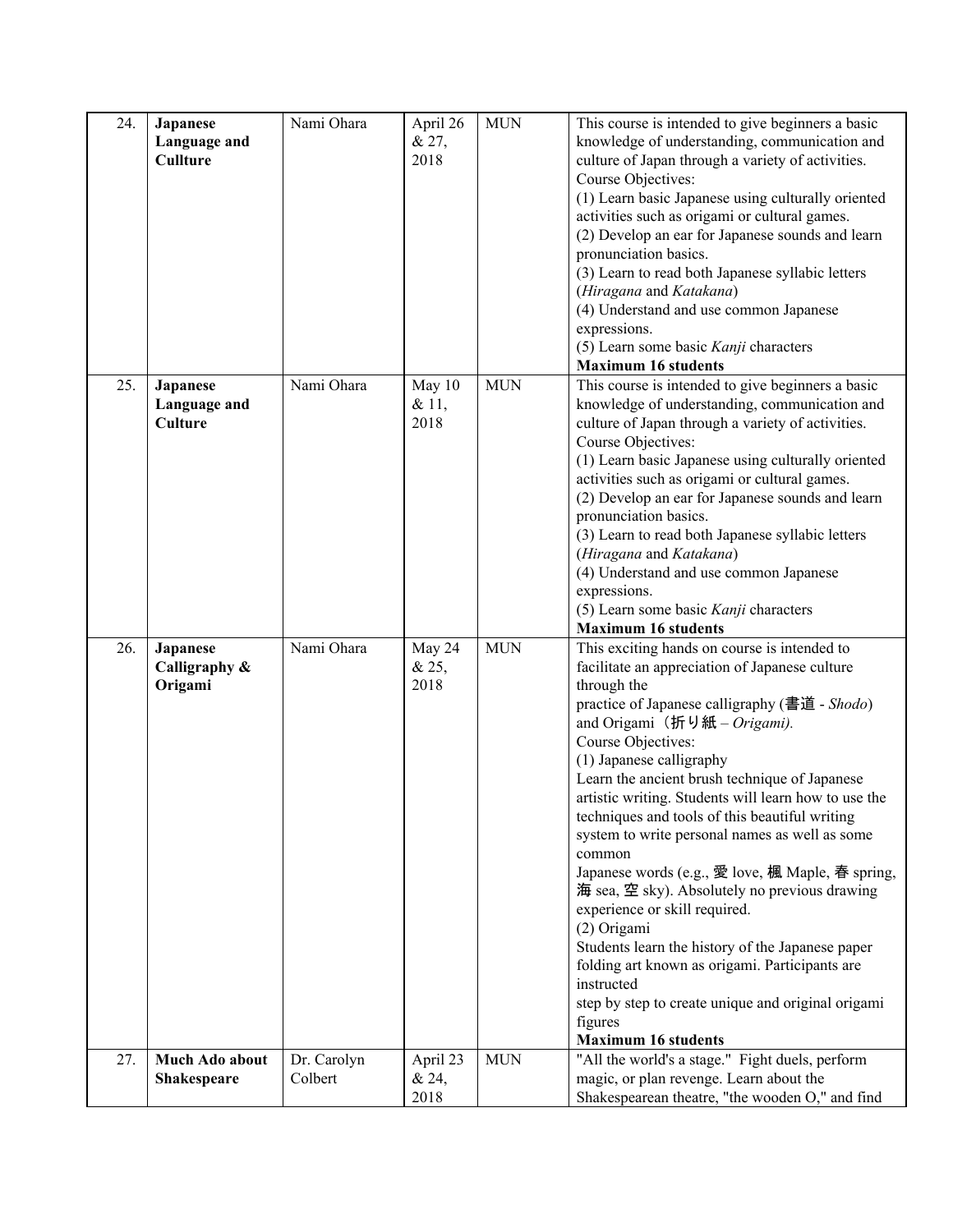| 24. | **Japanese Language and Cullture** | Nami Ohara | April 26 & 27, 2018 | MUN | This course is intended to give beginners a basic knowledge of understanding, communication and culture of Japan through a variety of activities.<br>Course Objectives:<br>(1) Learn basic Japanese using culturally oriented activities such as origami or cultural games.<br>(2) Develop an ear for Japanese sounds and learn pronunciation basics.<br>(3) Learn to read both Japanese syllabic letters (*Hiragana* and *Katakana*)<br>(4) Understand and use common Japanese expressions.<br>(5) Learn some basic *Kanji* characters<br>**Maximum 16 students** |
|---|---|---|---|---|---|
| 25. | **Japanese Language and Culture** | Nami Ohara | May 10 & 11, 2018 | MUN | This course is intended to give beginners a basic knowledge of understanding, communication and culture of Japan through a variety of activities.<br>Course Objectives:<br>(1) Learn basic Japanese using culturally oriented activities such as origami or cultural games.<br>(2) Develop an ear for Japanese sounds and learn pronunciation basics.<br>(3) Learn to read both Japanese syllabic letters (*Hiragana* and *Katakana*)<br>(4) Understand and use common Japanese expressions.<br>(5) Learn some basic *Kanji* characters<br>**Maximum 16 students** |
| 26. | **Japanese Calligraphy & Origami** | Nami Ohara | May 24 & 25, 2018 | MUN | This exciting hands on course is intended to facilitate an appreciation of Japanese culture through the practice of Japanese calligraphy (書道 - *Shodo*) and Origami（折り紙 – *Origami).*<br>Course Objectives:<br>(1) Japanese calligraphy<br>Learn the ancient brush technique of Japanese artistic writing. Students will learn how to use the techniques and tools of this beautiful writing system to write personal names as well as some common Japanese words (e.g., 愛 love, 楓 Maple, 春 spring, 海 sea, 空 sky). Absolutely no previous drawing experience or skill required.<br>(2) Origami<br>Students learn the history of the Japanese paper folding art known as origami. Participants are instructed step by step to create unique and original origami figures<br>**Maximum 16 students** |
| 27. | **Much Ado about Shakespeare** | Dr. Carolyn Colbert | April 23 & 24, 2018 | MUN | "All the world's a stage." Fight duels, perform magic, or plan revenge. Learn about the Shakespearean theatre, "the wooden O," and find |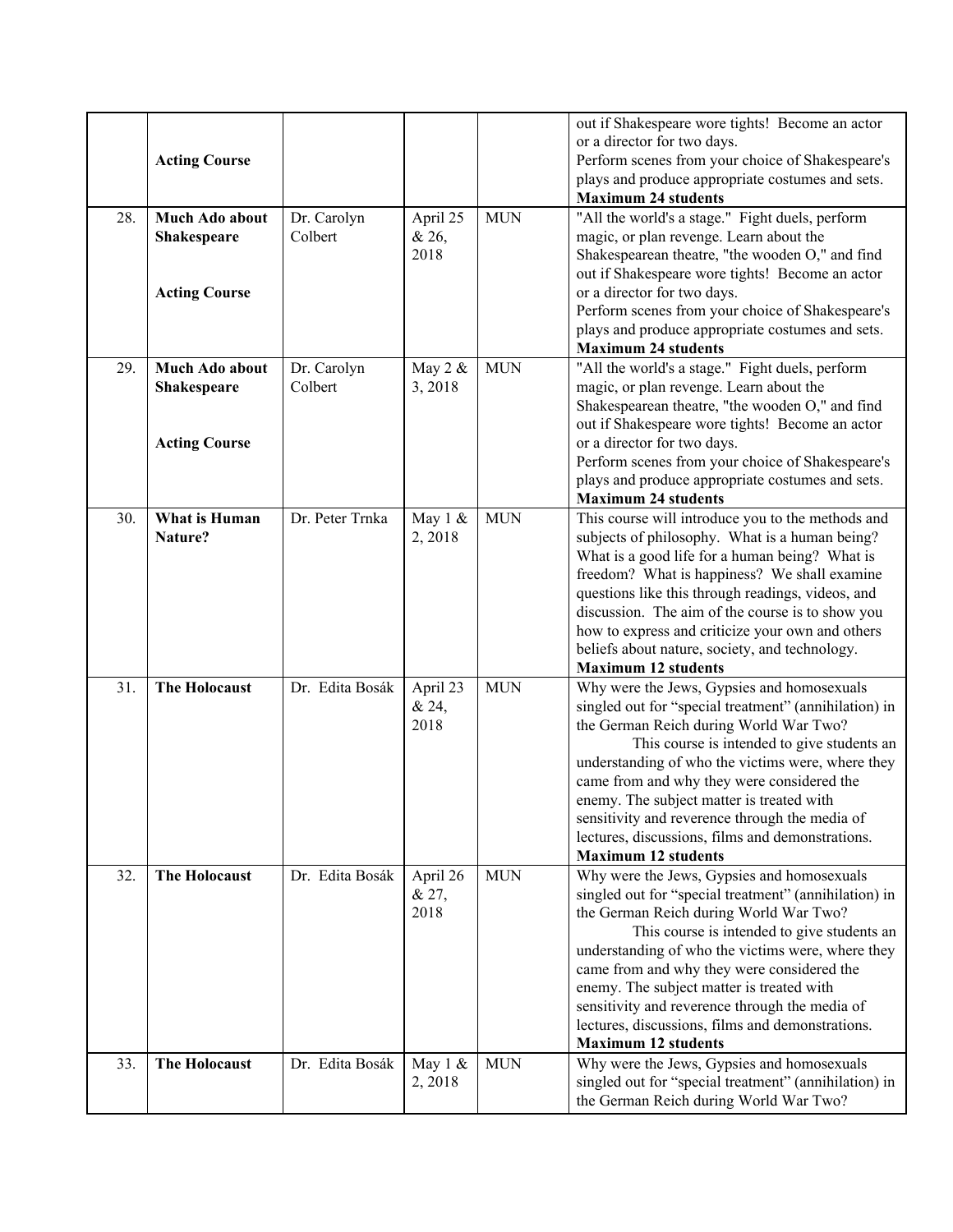|  |  |  |  |  |  |
|---|---|---|---|---|---|
|  | **Acting Course** |  |  |  | out if Shakespeare wore tights! Become an actor or a director for two days. Perform scenes from your choice of Shakespeare's plays and produce appropriate costumes and sets. **Maximum 24 students** |
| 28. | **Much Ado about Shakespeare** **Acting Course** | Dr. Carolyn Colbert | April 25 & 26, 2018 | MUN | "All the world's a stage." Fight duels, perform magic, or plan revenge. Learn about the Shakespearean theatre, "the wooden O," and find out if Shakespeare wore tights! Become an actor or a director for two days. Perform scenes from your choice of Shakespeare's plays and produce appropriate costumes and sets. **Maximum 24 students** |
| 29. | **Much Ado about Shakespeare** **Acting Course** | Dr. Carolyn Colbert | May 2 & 3, 2018 | MUN | "All the world's a stage." Fight duels, perform magic, or plan revenge. Learn about the Shakespearean theatre, "the wooden O," and find out if Shakespeare wore tights! Become an actor or a director for two days. Perform scenes from your choice of Shakespeare's plays and produce appropriate costumes and sets. **Maximum 24 students** |
| 30. | **What is Human Nature?** | Dr. Peter Trnka | May 1 & 2, 2018 | MUN | This course will introduce you to the methods and subjects of philosophy. What is a human being? What is a good life for a human being? What is freedom? What is happiness? We shall examine questions like this through readings, videos, and discussion. The aim of the course is to show you how to express and criticize your own and others beliefs about nature, society, and technology. **Maximum 12 students** |
| 31. | **The Holocaust** | Dr. Edita Bosák | April 23 & 24, 2018 | MUN | Why were the Jews, Gypsies and homosexuals singled out for "special treatment" (annihilation) in the German Reich during World War Two? This course is intended to give students an understanding of who the victims were, where they came from and why they were considered the enemy. The subject matter is treated with sensitivity and reverence through the media of lectures, discussions, films and demonstrations. **Maximum 12 students** |
| 32. | **The Holocaust** | Dr. Edita Bosák | April 26 & 27, 2018 | MUN | Why were the Jews, Gypsies and homosexuals singled out for "special treatment" (annihilation) in the German Reich during World War Two? This course is intended to give students an understanding of who the victims were, where they came from and why they were considered the enemy. The subject matter is treated with sensitivity and reverence through the media of lectures, discussions, films and demonstrations. **Maximum 12 students** |
| 33. | **The Holocaust** | Dr. Edita Bosák | May 1 & 2, 2018 | MUN | Why were the Jews, Gypsies and homosexuals singled out for "special treatment" (annihilation) in the German Reich during World War Two? |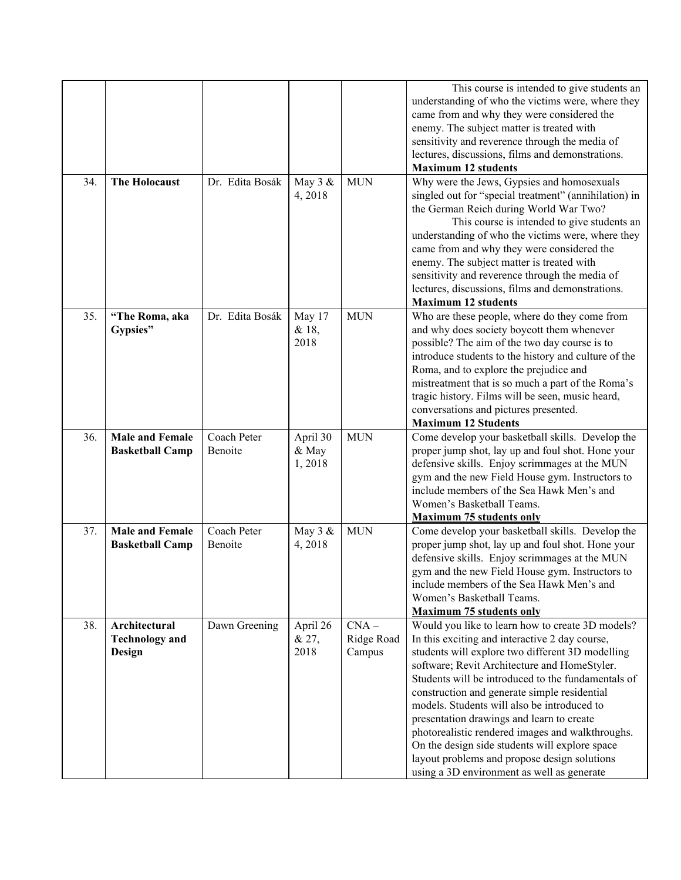|  |  |  |  |  |  |
|---|---|---|---|---|---|
|  |  |  |  |  | This course is intended to give students an understanding of who the victims were, where they came from and why they were considered the enemy. The subject matter is treated with sensitivity and reverence through the media of lectures, discussions, films and demonstrations. **Maximum 12 students** |
| 34. | **The Holocaust** | Dr. Edita Bosák | May 3 & 4, 2018 | MUN | Why were the Jews, Gypsies and homosexuals singled out for "special treatment" (annihilation) in the German Reich during World War Two? This course is intended to give students an understanding of who the victims were, where they came from and why they were considered the enemy. The subject matter is treated with sensitivity and reverence through the media of lectures, discussions, films and demonstrations. **Maximum 12 students** |
| 35. | **"The Roma, aka Gypsies"** | Dr. Edita Bosák | May 17 & 18, 2018 | MUN | Who are these people, where do they come from and why does society boycott them whenever possible? The aim of the two day course is to introduce students to the history and culture of the Roma, and to explore the prejudice and mistreatment that is so much a part of the Roma's tragic history. Films will be seen, music heard, conversations and pictures presented. **Maximum 12 Students** |
| 36. | **Male and Female Basketball Camp** | Coach Peter Benoite | April 30 & May 1, 2018 | MUN | Come develop your basketball skills. Develop the proper jump shot, lay up and foul shot. Hone your defensive skills. Enjoy scrimmages at the MUN gym and the new Field House gym. Instructors to include members of the Sea Hawk Men's and Women's Basketball Teams. **Maximum 75 students only** |
| 37. | **Male and Female Basketball Camp** | Coach Peter Benoite | May 3 & 4, 2018 | MUN | Come develop your basketball skills. Develop the proper jump shot, lay up and foul shot. Hone your defensive skills. Enjoy scrimmages at the MUN gym and the new Field House gym. Instructors to include members of the Sea Hawk Men's and Women's Basketball Teams. **Maximum 75 students only** |
| 38. | **Architectural Technology and Design** | Dawn Greening | April 26 & 27, 2018 | CNA – Ridge Road Campus | Would you like to learn how to create 3D models? In this exciting and interactive 2 day course, students will explore two different 3D modelling software; Revit Architecture and HomeStyler. Students will be introduced to the fundamentals of construction and generate simple residential models. Students will also be introduced to presentation drawings and learn to create photorealistic rendered images and walkthroughs. On the design side students will explore space layout problems and propose design solutions using a 3D environment as well as generate |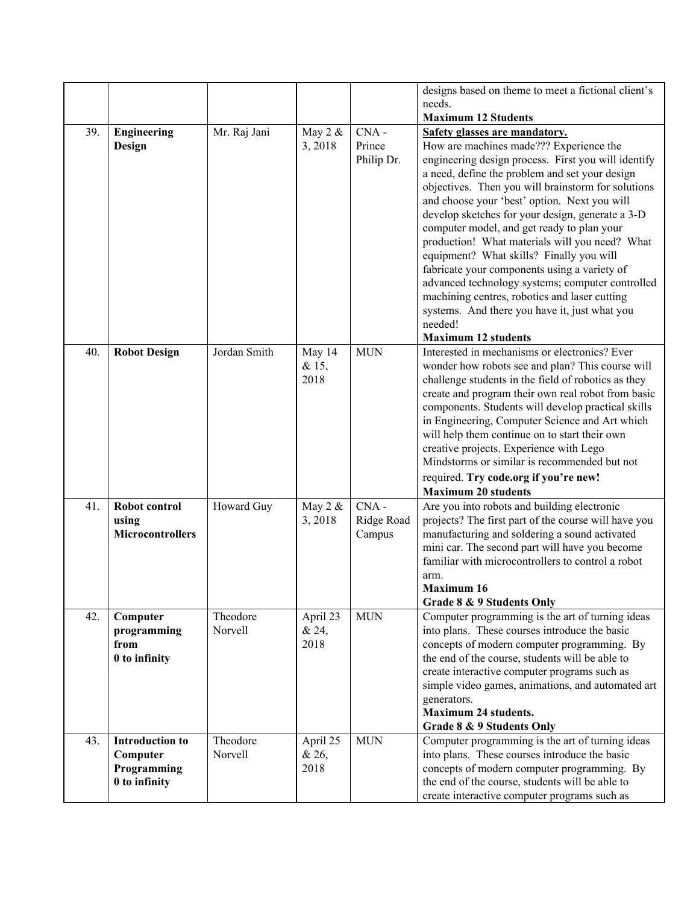| | | | | | |
|---|---|---|---|---|---|
| | | | | | designs based on theme to meet a fictional client's needs. **Maximum 12 Students** |
| 39. | **Engineering Design** | Mr. Raj Jani | May 2 & 3, 2018 | CNA - Prince Philip Dr. | **Safety glasses are mandatory.** How are machines made??? Experience the engineering design process. First you will identify a need, define the problem and set your design objectives. Then you will brainstorm for solutions and choose your 'best' option. Next you will develop sketches for your design, generate a 3-D computer model, and get ready to plan your production! What materials will you need? What equipment? What skills? Finally you will fabricate your components using a variety of advanced technology systems; computer controlled machining centres, robotics and laser cutting systems. And there you have it, just what you needed! **Maximum 12 students** |
| 40. | **Robot Design** | Jordan Smith | May 14 & 15, 2018 | MUN | Interested in mechanisms or electronics? Ever wonder how robots see and plan? This course will challenge students in the field of robotics as they create and program their own real robot from basic components. Students will develop practical skills in Engineering, Computer Science and Art which will help them continue on to start their own creative projects. Experience with Lego Mindstorms or similar is recommended but not required. **Try code.org if you're new!** **Maximum 20 students** |
| 41. | **Robot control using Microcontrollers** | Howard Guy | May 2 & 3, 2018 | CNA - Ridge Road Campus | Are you into robots and building electronic projects? The first part of the course will have you manufacturing and soldering a sound activated mini car. The second part will have you become familiar with microcontrollers to control a robot arm. **Maximum 16** **Grade 8 & 9 Students Only** |
| 42. | **Computer programming from 0 to infinity** | Theodore Norvell | April 23 & 24, 2018 | MUN | Computer programming is the art of turning ideas into plans. These courses introduce the basic concepts of modern computer programming. By the end of the course, students will be able to create interactive computer programs such as simple video games, animations, and automated art generators. **Maximum 24 students.** **Grade 8 & 9 Students Only** |
| 43. | **Introduction to Computer Programming 0 to infinity** | Theodore Norvell | April 25 & 26, 2018 | MUN | Computer programming is the art of turning ideas into plans. These courses introduce the basic concepts of modern computer programming. By the end of the course, students will be able to create interactive computer programs such as |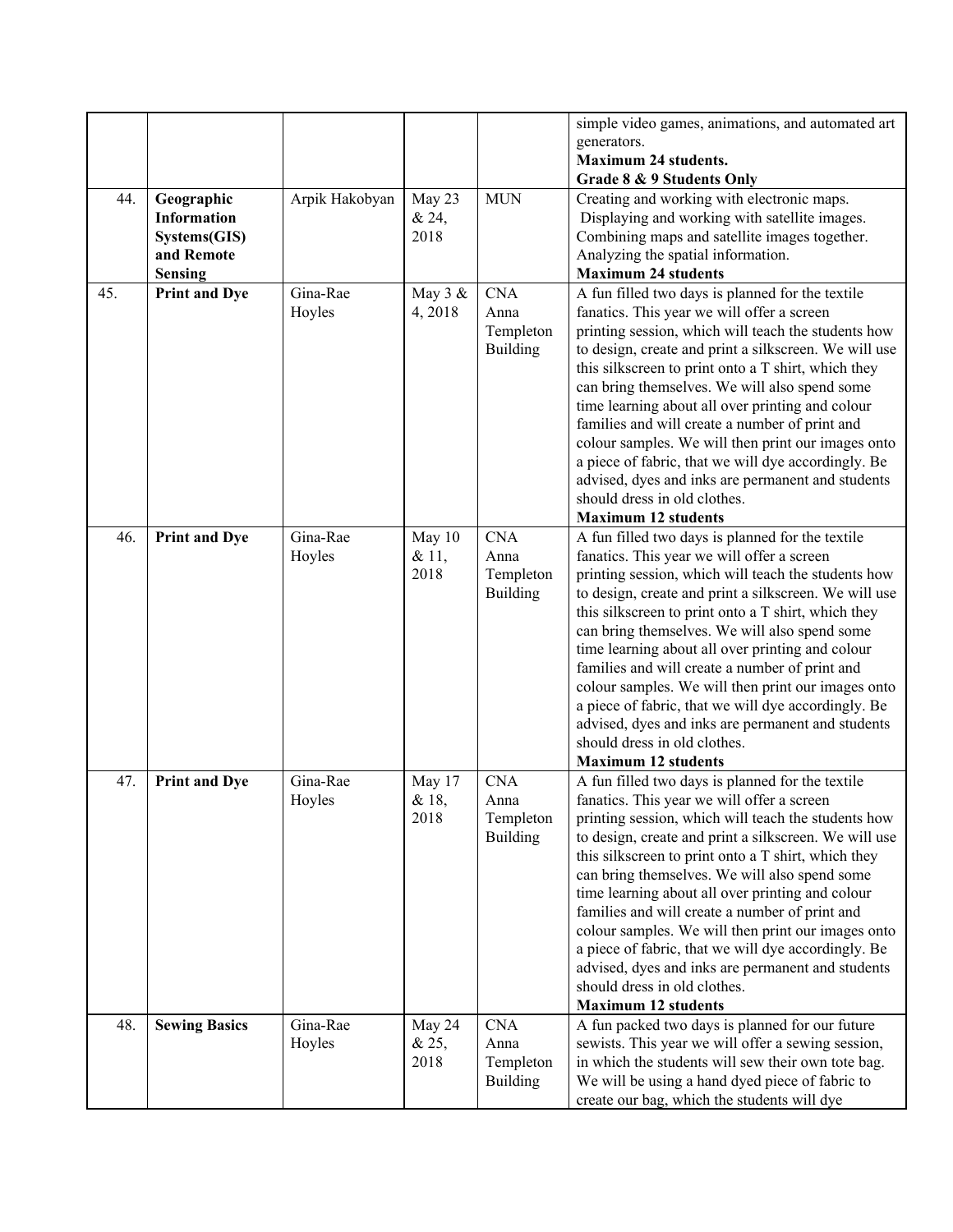| | | | | | |
|---|---|---|---|---|---|
| | | | | | simple video games, animations, and automated art generators.<br>**Maximum 24 students.**<br>**Grade 8 & 9 Students Only** |
| 44. | **Geographic Information Systems(GIS) and Remote Sensing** | Arpik Hakobyan | May 23 & 24, 2018 | MUN | Creating and working with electronic maps.<br>Displaying and working with satellite images.<br>Combining maps and satellite images together.<br>Analyzing the spatial information.<br>**Maximum 24 students** |
| 45. | **Print and Dye** | Gina-Rae Hoyles | May 3 & 4, 2018 | CNA Anna Templeton Building | A fun filled two days is planned for the textile fanatics. This year we will offer a screen printing session, which will teach the students how to design, create and print a silkscreen. We will use this silkscreen to print onto a T shirt, which they can bring themselves. We will also spend some time learning about all over printing and colour families and will create a number of print and colour samples. We will then print our images onto a piece of fabric, that we will dye accordingly. Be advised, dyes and inks are permanent and students should dress in old clothes.<br>**Maximum 12 students** |
| 46. | **Print and Dye** | Gina-Rae Hoyles | May 10 & 11, 2018 | CNA Anna Templeton Building | A fun filled two days is planned for the textile fanatics. This year we will offer a screen printing session, which will teach the students how to design, create and print a silkscreen. We will use this silkscreen to print onto a T shirt, which they can bring themselves. We will also spend some time learning about all over printing and colour families and will create a number of print and colour samples. We will then print our images onto a piece of fabric, that we will dye accordingly. Be advised, dyes and inks are permanent and students should dress in old clothes.<br>**Maximum 12 students** |
| 47. | **Print and Dye** | Gina-Rae Hoyles | May 17 & 18, 2018 | CNA Anna Templeton Building | A fun filled two days is planned for the textile fanatics. This year we will offer a screen printing session, which will teach the students how to design, create and print a silkscreen. We will use this silkscreen to print onto a T shirt, which they can bring themselves. We will also spend some time learning about all over printing and colour families and will create a number of print and colour samples. We will then print our images onto a piece of fabric, that we will dye accordingly. Be advised, dyes and inks are permanent and students should dress in old clothes.<br>**Maximum 12 students** |
| 48. | **Sewing Basics** | Gina-Rae Hoyles | May 24 & 25, 2018 | CNA Anna Templeton Building | A fun packed two days is planned for our future sewists. This year we will offer a sewing session, in which the students will sew their own tote bag. We will be using a hand dyed piece of fabric to create our bag, which the students will dye |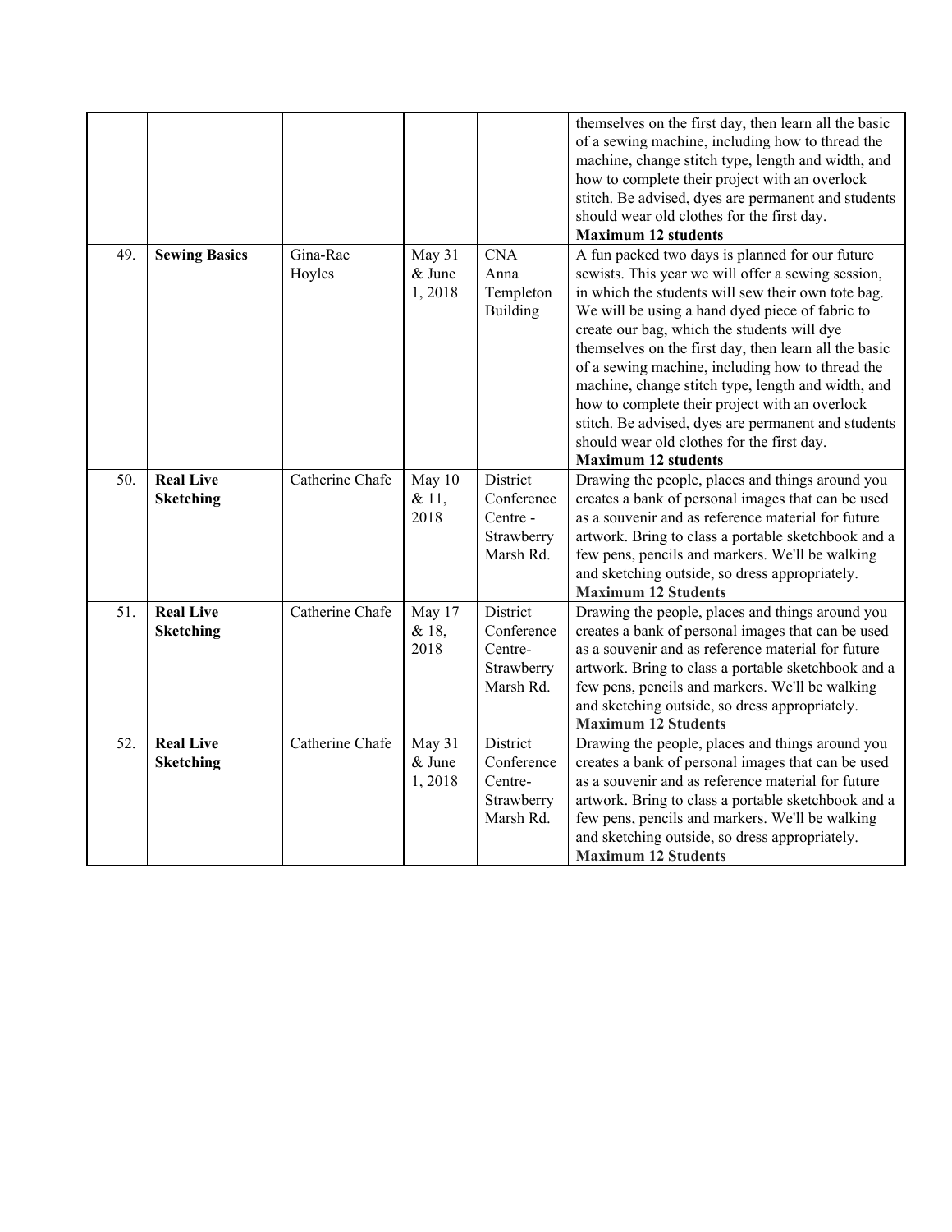| | | | | | |
|---|---|---|---|---|---|
| | | | | | themselves on the first day, then learn all the basic of a sewing machine, including how to thread the machine, change stitch type, length and width, and how to complete their project with an overlock stitch. Be advised, dyes are permanent and students should wear old clothes for the first day. **Maximum 12 students** |
| 49. | **Sewing Basics** | Gina-Rae Hoyles | May 31 & June 1, 2018 | CNA Anna Templeton Building | A fun packed two days is planned for our future sewists. This year we will offer a sewing session, in which the students will sew their own tote bag. We will be using a hand dyed piece of fabric to create our bag, which the students will dye themselves on the first day, then learn all the basic of a sewing machine, including how to thread the machine, change stitch type, length and width, and how to complete their project with an overlock stitch. Be advised, dyes are permanent and students should wear old clothes for the first day. **Maximum 12 students** |
| 50. | **Real Live Sketching** | Catherine Chafe | May 10 & 11, 2018 | District Conference Centre - Strawberry Marsh Rd. | Drawing the people, places and things around you creates a bank of personal images that can be used as a souvenir and as reference material for future artwork. Bring to class a portable sketchbook and a few pens, pencils and markers. We'll be walking and sketching outside, so dress appropriately. **Maximum 12 Students** |
| 51. | **Real Live Sketching** | Catherine Chafe | May 17 & 18, 2018 | District Conference Centre- Strawberry Marsh Rd. | Drawing the people, places and things around you creates a bank of personal images that can be used as a souvenir and as reference material for future artwork. Bring to class a portable sketchbook and a few pens, pencils and markers. We'll be walking and sketching outside, so dress appropriately. **Maximum 12 Students** |
| 52. | **Real Live Sketching** | Catherine Chafe | May 31 & June 1, 2018 | District Conference Centre- Strawberry Marsh Rd. | Drawing the people, places and things around you creates a bank of personal images that can be used as a souvenir and as reference material for future artwork. Bring to class a portable sketchbook and a few pens, pencils and markers. We'll be walking and sketching outside, so dress appropriately. **Maximum 12 Students** |